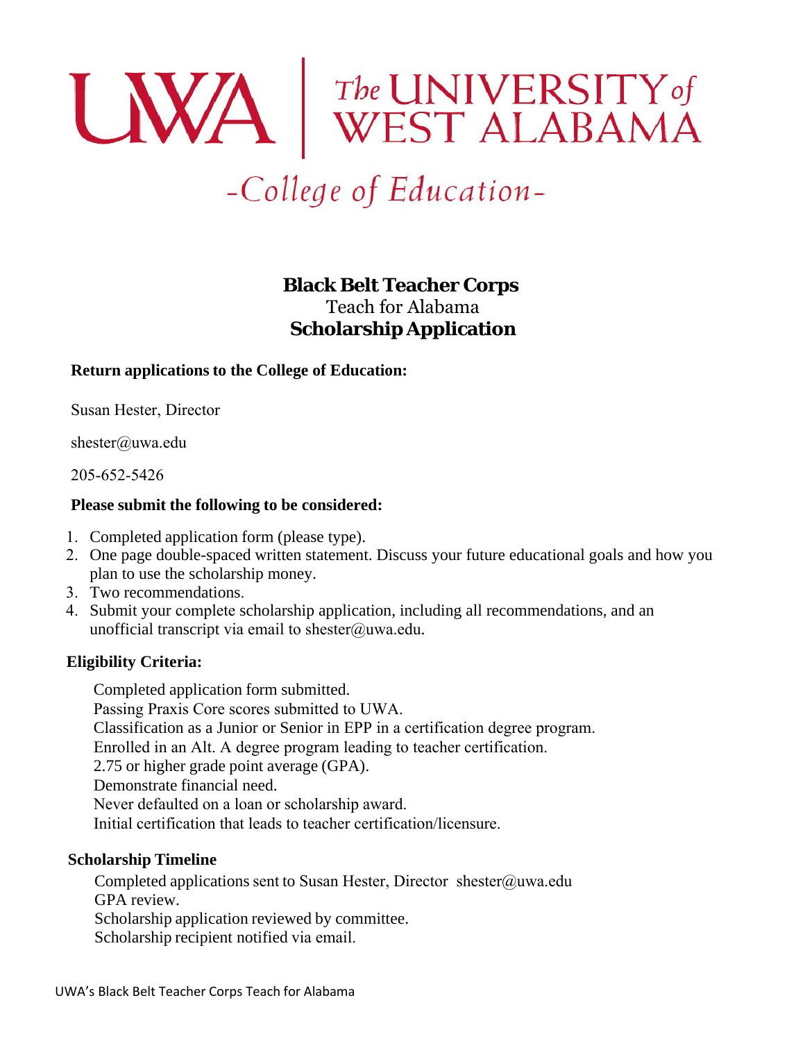# UWA | The UNIVERSITY of WEST ALABAMA

## -College of Education-

**Black Belt Teacher Corps**
Teach for Alabama
**Scholarship Application**

**Return applications to the College of Education:**

Susan Hester, Director

shester@uwa.edu

205-652-5426

**Please submit the following to be considered:**

1. Completed application form (please type).
2. One page double-spaced written statement. Discuss your future educational goals and how you plan to use the scholarship money.
3. Two recommendations.
4. Submit your complete scholarship application, including all recommendations, and an unofficial transcript via email to shester@uwa.edu.

**Eligibility Criteria:**

Completed application form submitted.
Passing Praxis Core scores submitted to UWA.
Classification as a Junior or Senior in EPP in a certification degree program.
Enrolled in an Alt. A degree program leading to teacher certification.
2.75 or higher grade point average (GPA).
Demonstrate financial need.
Never defaulted on a loan or scholarship award.
Initial certification that leads to teacher certification/licensure.

**Scholarship Timeline**

Completed applications sent to Susan Hester, Director shester@uwa.edu
GPA review.
Scholarship application reviewed by committee.
Scholarship recipient notified via email.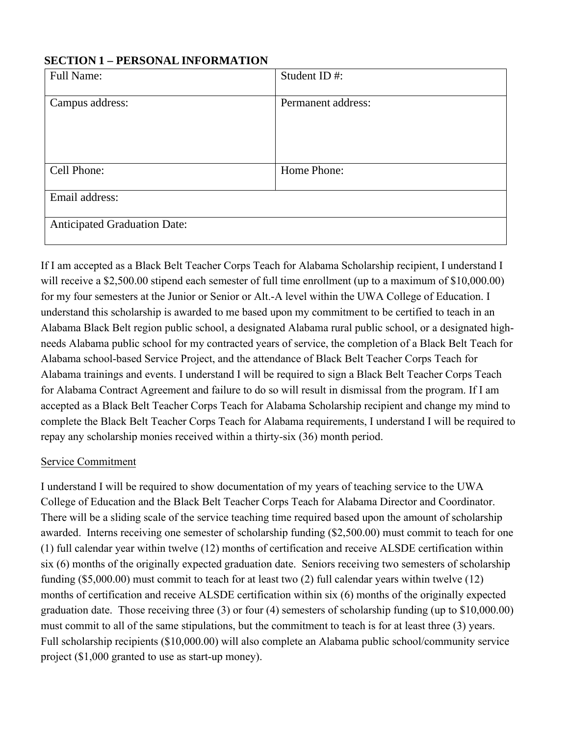**SECTION 1 – PERSONAL INFORMATION**

| Full Name: | Student ID #: |
|---|---|
| Campus address: | Permanent address: |
| Cell Phone: | Home Phone: |
| Email address: | |
| Anticipated Graduation Date: | |

If I am accepted as a Black Belt Teacher Corps Teach for Alabama Scholarship recipient, I understand I will receive a $2,500.00 stipend each semester of full time enrollment (up to a maximum of $10,000.00) for my four semesters at the Junior or Senior or Alt.-A level within the UWA College of Education. I understand this scholarship is awarded to me based upon my commitment to be certified to teach in an Alabama Black Belt region public school, a designated Alabama rural public school, or a designated high-needs Alabama public school for my contracted years of service, the completion of a Black Belt Teach for Alabama school-based Service Project, and the attendance of Black Belt Teacher Corps Teach for Alabama trainings and events. I understand I will be required to sign a Black Belt Teacher Corps Teach for Alabama Contract Agreement and failure to do so will result in dismissal from the program. If I am accepted as a Black Belt Teacher Corps Teach for Alabama Scholarship recipient and change my mind to complete the Black Belt Teacher Corps Teach for Alabama requirements, I understand I will be required to repay any scholarship monies received within a thirty-six (36) month period.

Service Commitment

I understand I will be required to show documentation of my years of teaching service to the UWA College of Education and the Black Belt Teacher Corps Teach for Alabama Director and Coordinator. There will be a sliding scale of the service teaching time required based upon the amount of scholarship awarded. Interns receiving one semester of scholarship funding ($2,500.00) must commit to teach for one (1) full calendar year within twelve (12) months of certification and receive ALSDE certification within six (6) months of the originally expected graduation date. Seniors receiving two semesters of scholarship funding ($5,000.00) must commit to teach for at least two (2) full calendar years within twelve (12) months of certification and receive ALSDE certification within six (6) months of the originally expected graduation date. Those receiving three (3) or four (4) semesters of scholarship funding (up to $10,000.00) must commit to all of the same stipulations, but the commitment to teach is for at least three (3) years. Full scholarship recipients ($10,000.00) will also complete an Alabama public school/community service project ($1,000 granted to use as start-up money).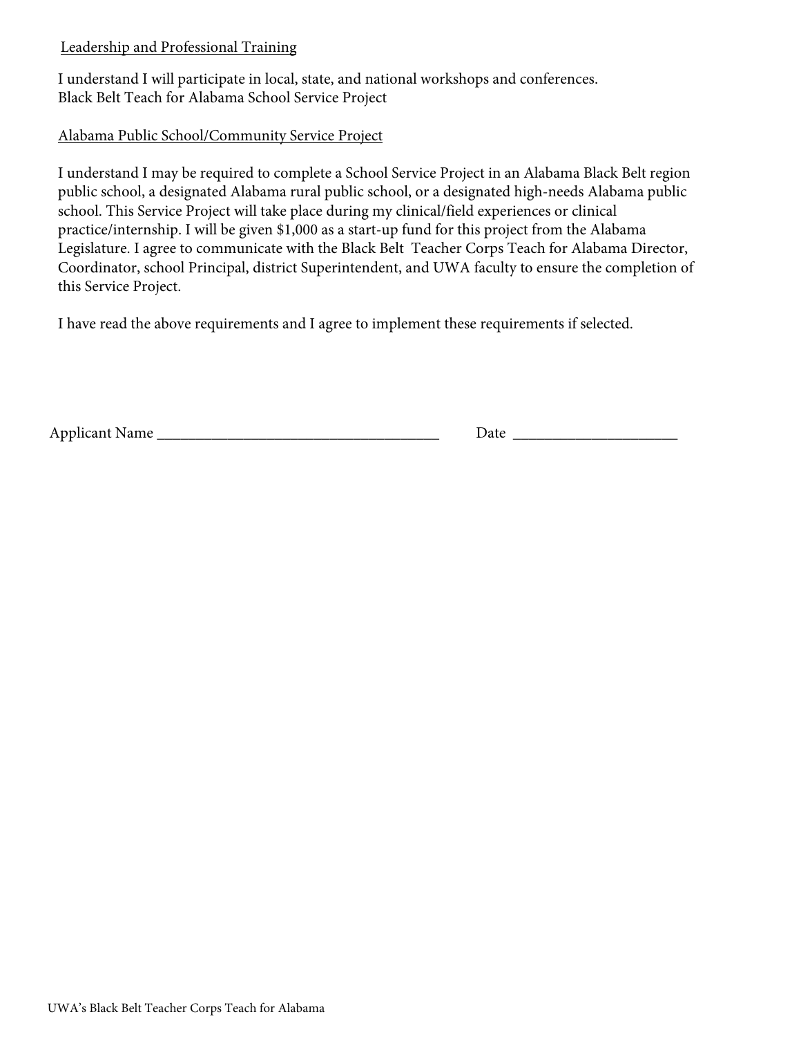Leadership and Professional Training

I understand I will participate in local, state, and national workshops and conferences.
Black Belt Teach for Alabama School Service Project

Alabama Public School/Community Service Project

I understand I may be required to complete a School Service Project in an Alabama Black Belt region public school, a designated Alabama rural public school, or a designated high-needs Alabama public school. This Service Project will take place during my clinical/field experiences or clinical practice/internship. I will be given $1,000 as a start-up fund for this project from the Alabama Legislature. I agree to communicate with the Black Belt Teacher Corps Teach for Alabama Director, Coordinator, school Principal, district Superintendent, and UWA faculty to ensure the completion of this Service Project.

I have read the above requirements and I agree to implement these requirements if selected.

Applicant Name ____________________________________ Date ____________________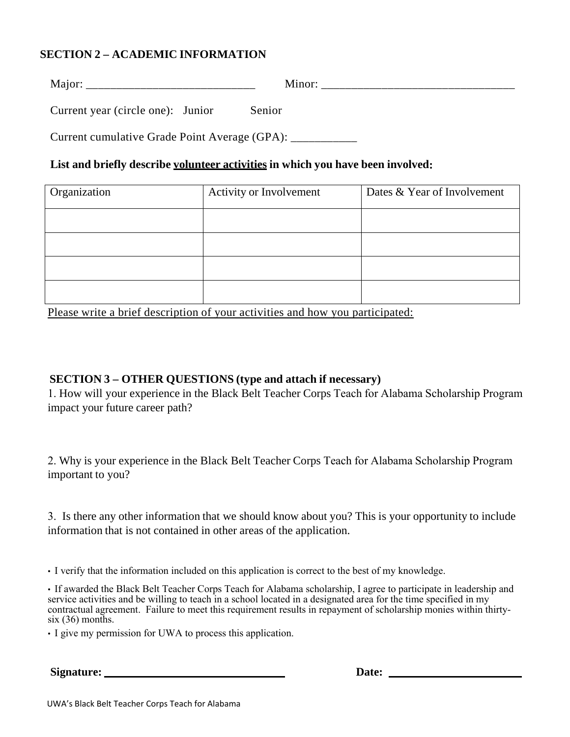## SECTION 2 – ACADEMIC INFORMATION

Major: _____________________________ Minor: _________________________________

Current year (circle one): Junior Senior

Current cumulative Grade Point Average (GPA): ___________

**List and briefly describe volunteer activities in which you have been involved:**

| Organization | Activity or Involvement | Dates & Year of Involvement |
|---|---|---|
| | | |
| | | |
| | | |
| | | |

Please write a brief description of your activities and how you participated:

## SECTION 3 – OTHER QUESTIONS (type and attach if necessary)

1. How will your experience in the Black Belt Teacher Corps Teach for Alabama Scholarship Program impact your future career path?

2. Why is your experience in the Black Belt Teacher Corps Teach for Alabama Scholarship Program important to you?

3. Is there any other information that we should know about you? This is your opportunity to include information that is not contained in other areas of the application.

- I verify that the information included on this application is correct to the best of my knowledge.
- If awarded the Black Belt Teacher Corps Teach for Alabama scholarship, I agree to participate in leadership and service activities and be willing to teach in a school located in a designated area for the time specified in my contractual agreement. Failure to meet this requirement results in repayment of scholarship monies within thirty-six (36) months.
- I give my permission for UWA to process this application.

**Signature:** ________________________________ **Date:** ________________________